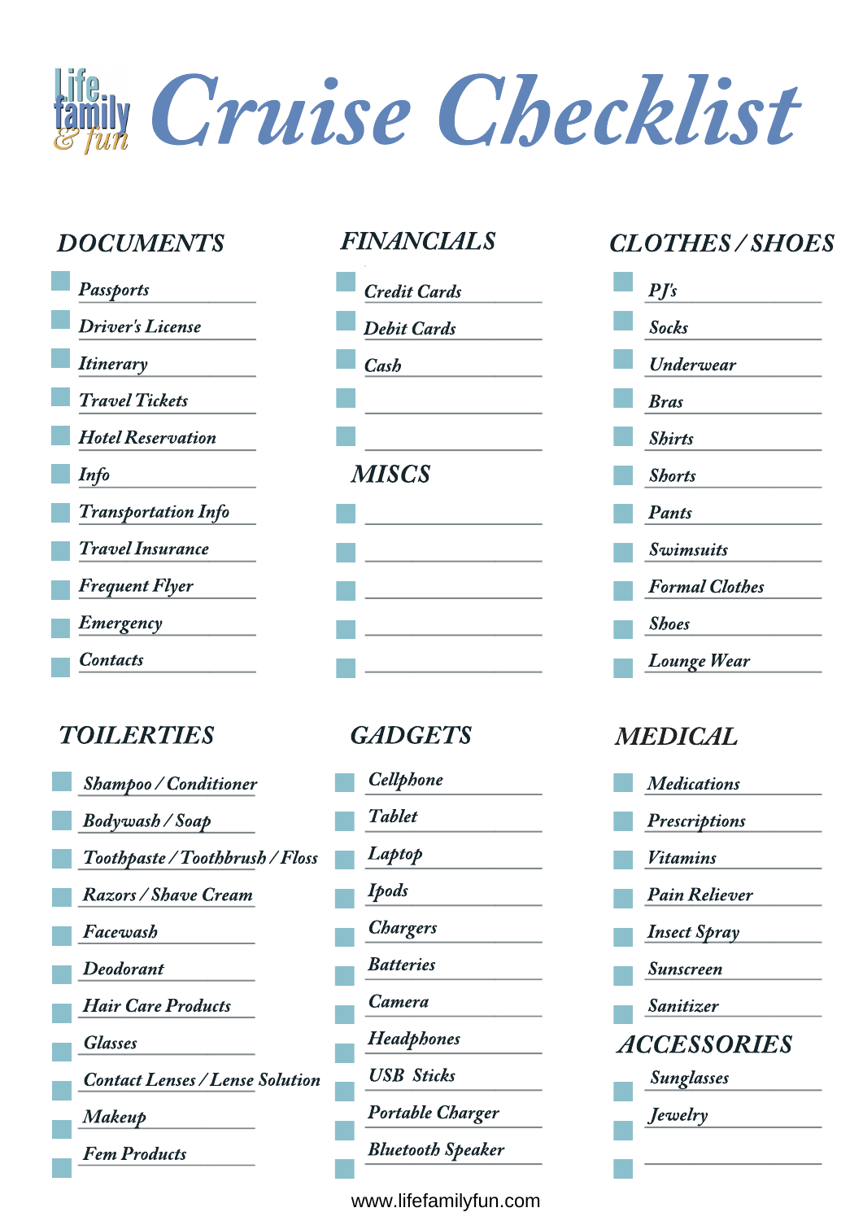# Life family & fun Cruise Checklist

## DOCUMENTS

- [ ] Passports
- [ ] Driver's License
- [ ] Itinerary
- [ ] Travel Tickets
- [ ] Hotel Reservation
- [ ] Info
- [ ] Transportation Info
- [ ] Travel Insurance
- [ ] Frequent Flyer
- [ ] Emergency
- [ ] Contacts

## FINANCIALS

- [ ] Credit Cards
- [ ] Debit Cards
- [ ] Cash
- [ ] 
- [ ] 

## MISCS

- [ ] 
- [ ] 
- [ ] 
- [ ] 
- [ ] 

## CLOTHES / SHOES

- [ ] PJ's
- [ ] Socks
- [ ] Underwear
- [ ] Bras
- [ ] Shirts
- [ ] Shorts
- [ ] Pants
- [ ] Swimsuits
- [ ] Formal Clothes
- [ ] Shoes
- [ ] Lounge Wear

## TOILERTIES

- [ ] Shampoo / Conditioner
- [ ] Bodywash / Soap
- [ ] Toothpaste / Toothbrush / Floss
- [ ] Razors / Shave Cream
- [ ] Facewash
- [ ] Deodorant
- [ ] Hair Care Products
- [ ] Glasses
- [ ] Contact Lenses / Lense Solution
- [ ] Makeup
- [ ] Fem Products

## GADGETS

- [ ] Cellphone
- [ ] Tablet
- [ ] Laptop
- [ ] Ipods
- [ ] Chargers
- [ ] Batteries
- [ ] Camera
- [ ] Headphones
- [ ] USB Sticks
- [ ] Portable Charger
- [ ] Bluetooth Speaker

## MEDICAL

- [ ] Medications
- [ ] Prescriptions
- [ ] Vitamins
- [ ] Pain Reliever
- [ ] Insect Spray
- [ ] Sunscreen
- [ ] Sanitizer

## ACCESSORIES

- [ ] Sunglasses
- [ ] Jewelry
- [ ] 

www.lifefamilyfun.com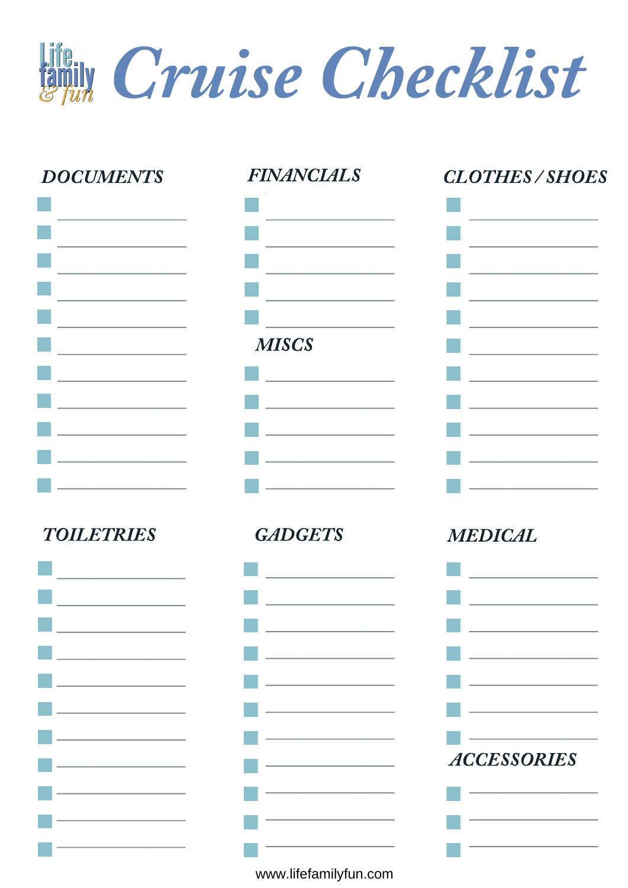# Cruise Checklist

Life family & fun

## DOCUMENTS

- [ ] 
- [ ] 
- [ ] 
- [ ] 
- [ ] 
- [ ] 
- [ ] 
- [ ] 
- [ ] 
- [ ] 
- [ ] 

## FINANCIALS

- [ ] 
- [ ] 
- [ ] 
- [ ] 
- [ ] 

## MISCS

- [ ] 
- [ ] 
- [ ] 
- [ ] 
- [ ] 

## CLOTHES / SHOES

- [ ] 
- [ ] 
- [ ] 
- [ ] 
- [ ] 
- [ ] 
- [ ] 
- [ ] 
- [ ] 
- [ ] 
- [ ] 

## TOILETRIES

- [ ] 
- [ ] 
- [ ] 
- [ ] 
- [ ] 
- [ ] 
- [ ] 
- [ ] 
- [ ] 
- [ ] 
- [ ] 

## GADGETS

- [ ] 
- [ ] 
- [ ] 
- [ ] 
- [ ] 
- [ ] 
- [ ] 
- [ ] 
- [ ] 
- [ ] 
- [ ] 

## MEDICAL

- [ ] 
- [ ] 
- [ ] 
- [ ] 
- [ ] 
- [ ] 
- [ ] 

## ACCESSORIES

- [ ] 
- [ ] 
- [ ] 

www.lifefamilyfun.com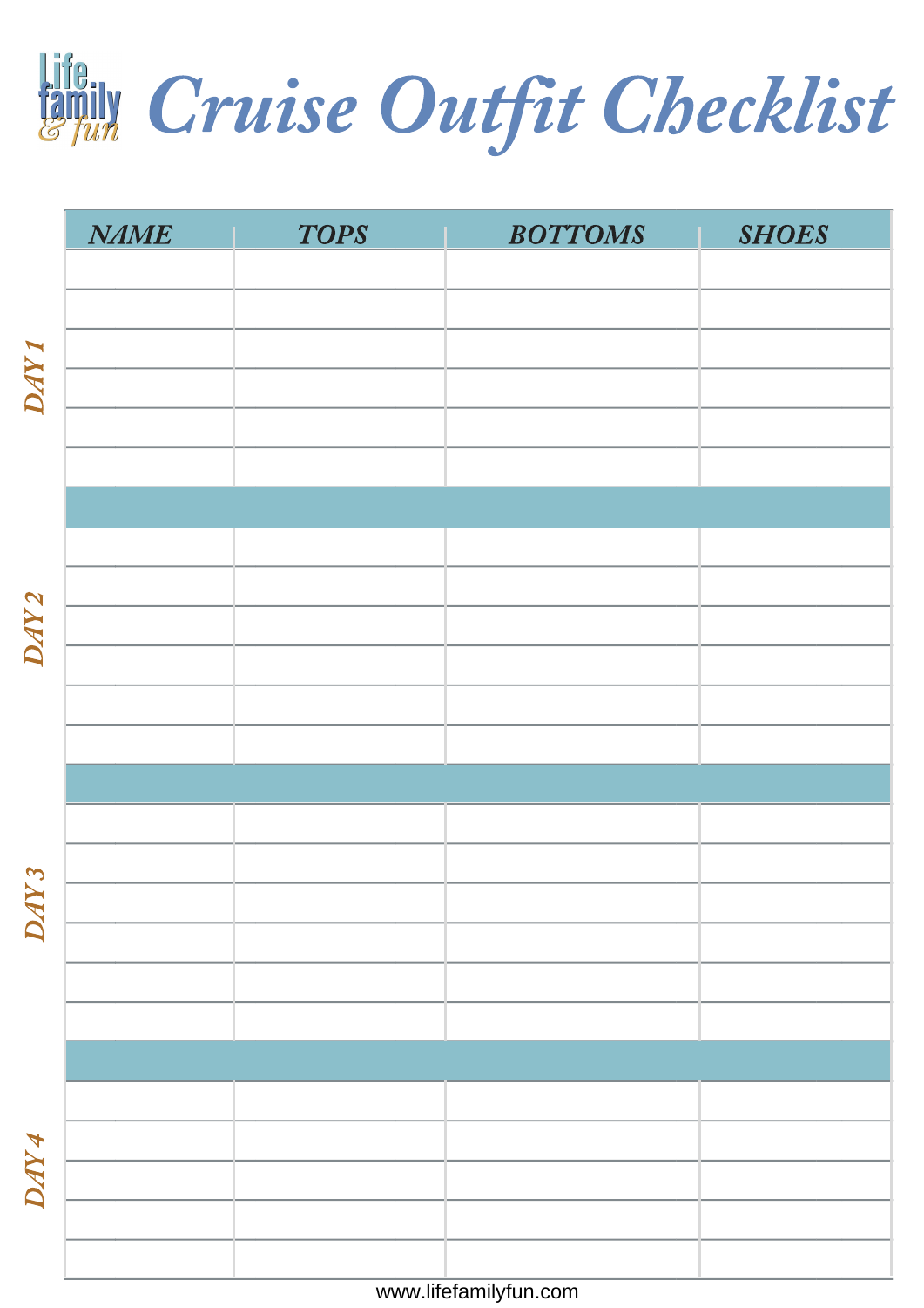# Cruise Outfit Checklist

| | NAME | TOPS | BOTTOMS | SHOES |
|---|---|---|---|---|
| DAY 1 | | | | |
| | | | | |
| | | | | |
| | | | | |
| | | | | |
| | | | | |
| DAY 2 | | | | |
| | | | | |
| | | | | |
| | | | | |
| | | | | |
| | | | | |
| DAY 3 | | | | |
| | | | | |
| | | | | |
| | | | | |
| | | | | |
| | | | | |
| DAY 4 | | | | |
| | | | | |
| | | | | |
| | | | | |
| | | | | |

www.lifefamilyfun.com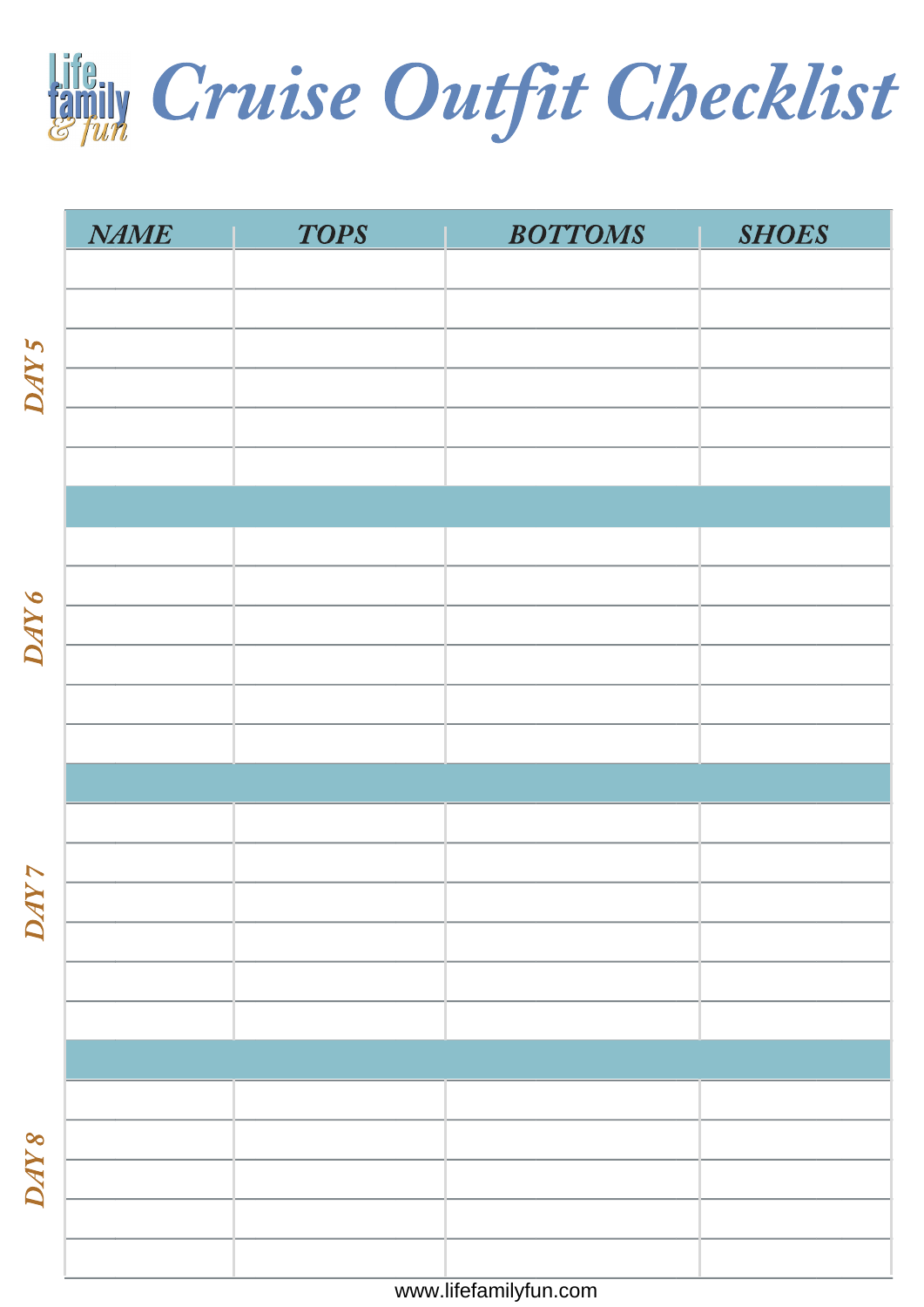# Cruise Outfit Checklist

| | NAME | TOPS | BOTTOMS | SHOES |
|---|---|---|---|---|
| DAY 5 | | | | |
| | | | | |
| | | | | |
| | | | | |
| | | | | |
| | | | | |
| DAY 6 | | | | |
| | | | | |
| | | | | |
| | | | | |
| | | | | |
| | | | | |
| DAY 7 | | | | |
| | | | | |
| | | | | |
| | | | | |
| | | | | |
| | | | | |
| DAY 8 | | | | |
| | | | | |
| | | | | |
| | | | | |
| | | | | |

www.lifefamilyfun.com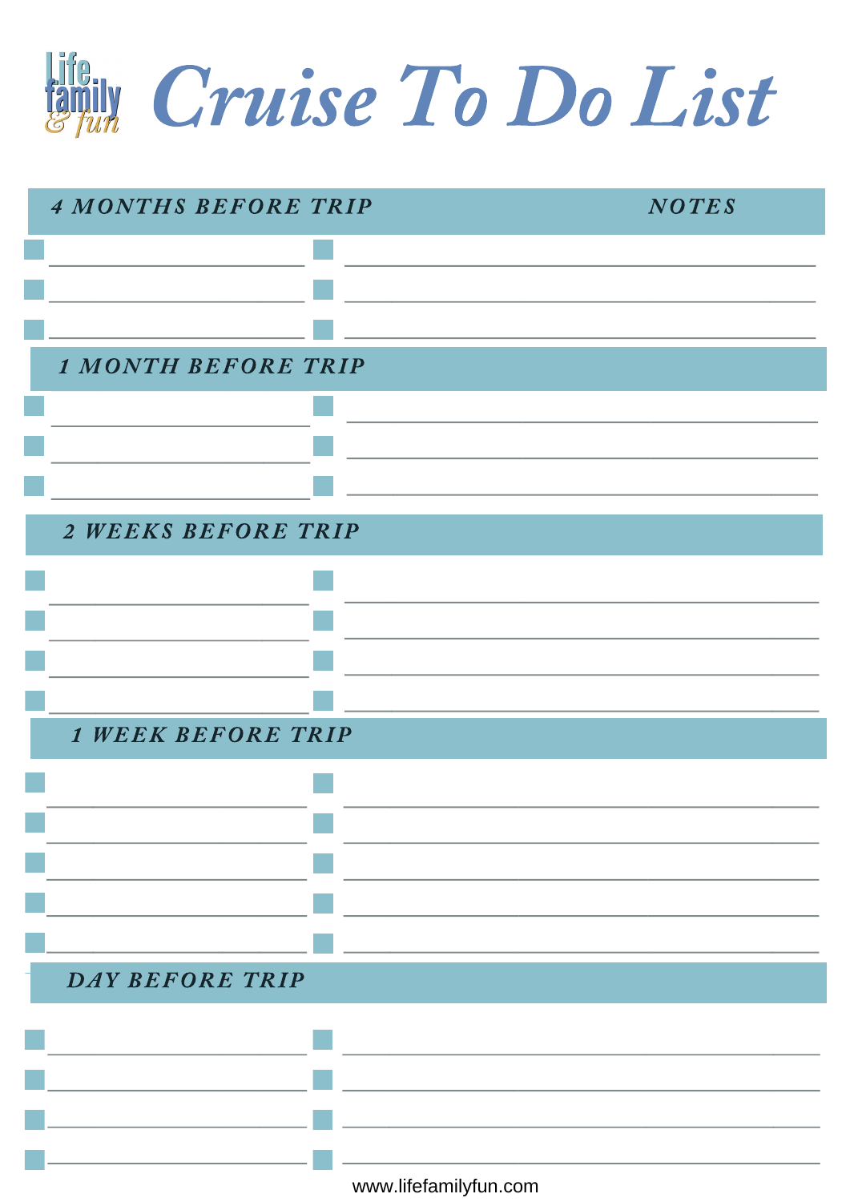# Cruise To Do List

Life family & fun

**4 MONTHS BEFORE TRIP** | **NOTES**

- [ ] ______________________ 
- [ ] ______________________ 
- [ ] ______________________ 

**1 MONTH BEFORE TRIP**

- [ ] ______________________ 
- [ ] ______________________ 
- [ ] ______________________ 

**2 WEEKS BEFORE TRIP**

- [ ] ______________________ 
- [ ] ______________________ 
- [ ] ______________________ 
- [ ] ______________________ 

**1 WEEK BEFORE TRIP**

- [ ] ______________________ 
- [ ] ______________________ 
- [ ] ______________________ 
- [ ] ______________________ 
- [ ] ______________________ 

**DAY BEFORE TRIP**

- [ ] ______________________ 
- [ ] ______________________ 
- [ ] ______________________ 
- [ ] ______________________ 

www.lifefamilyfun.com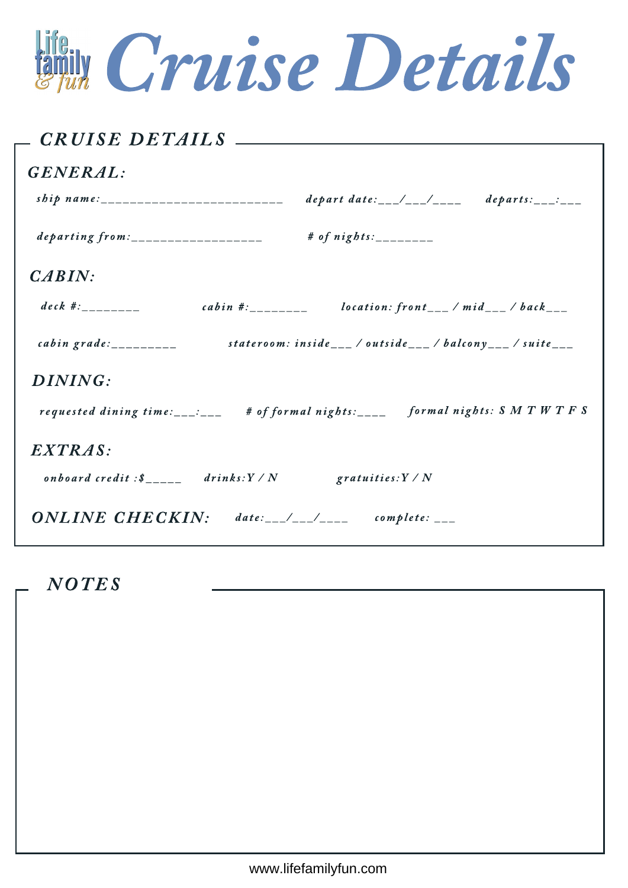# Cruise Details

## CRUISE DETAILS

### GENERAL:

*ship name:_________________________* *depart date:___/___/____* *departs:___:___*

*departing from:__________________* *# of nights:________*

### CABIN:

*deck #:________* *cabin #:________* *location: front___ / mid___ / back___*

*cabin grade:_________* *stateroom: inside___ / outside___ / balcony___ / suite___*

### DINING:

*requested dining time:___:___* *# of formal nights:____* *formal nights: S M T W T F S*

### EXTRAS:

*onboard credit :$_____* *drinks:Y / N* *gratuities:Y / N*

### ONLINE CHECKIN:

*date:___/___/____* *complete: ___*

## NOTES

www.lifefamilyfun.com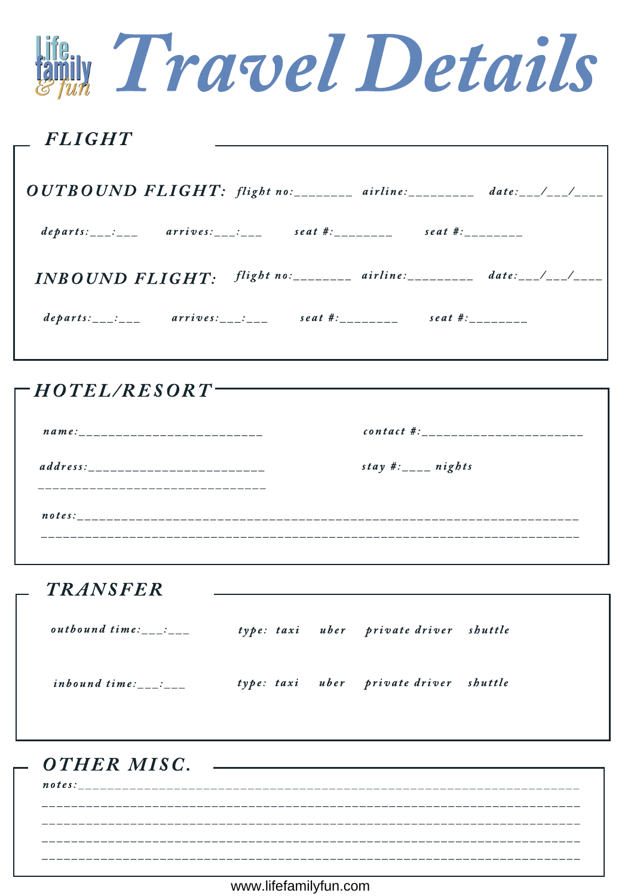# Travel Details

## FLIGHT

**OUTBOUND FLIGHT:** *flight no:________ airline:_________ date:___/___/____*

*departs:___:___ arrives:___:___ seat #:________ seat #:________*

**INBOUND FLIGHT:** *flight no:________ airline:_________ date:___/___/____*

*departs:___:___ arrives:___:___ seat #:________ seat #:________*

## HOTEL/RESORT

*name:__________________________* *contact #:_______________________*

*address:_________________________* *stay #:____ nights*

_______________________________

*notes:____________________________________________________________________*

_________________________________________________________________________

## TRANSFER

*outbound time:___:___* *type: taxi uber private driver shuttle*

*inbound time:___:___* *type: taxi uber private driver shuttle*

## OTHER MISC.

*notes:____________________________________________________________________*

_________________________________________________________________________

_________________________________________________________________________

_________________________________________________________________________

_________________________________________________________________________

www.lifefamilyfun.com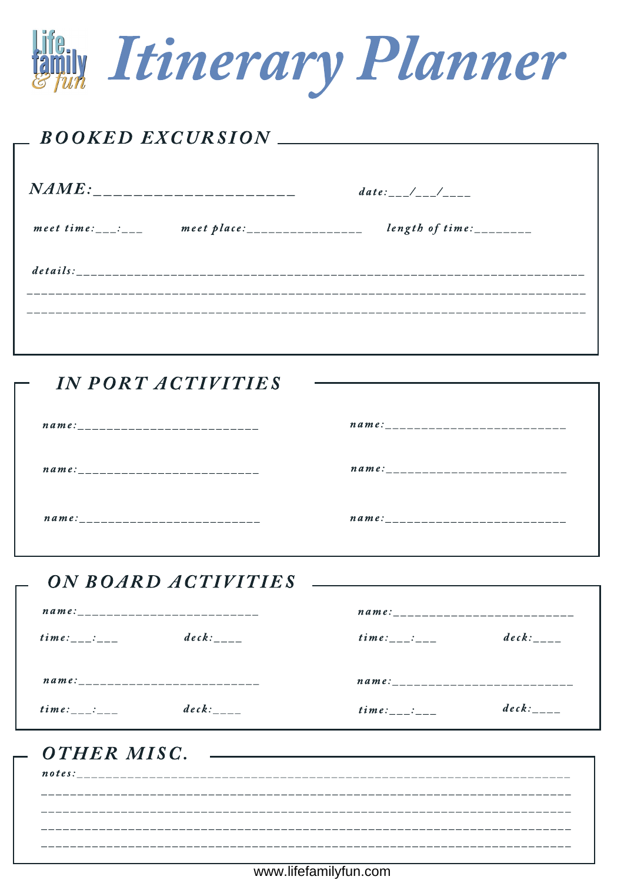Life family & fun

# *Itinerary Planner*

## *BOOKED EXCURSION*

*NAME:*_____________________ *date:*___/___/____

*meet time:*___:___ *meet place:*________________ *length of time:*________

*details:*_______________________________________________________________________

_________________________________________________________________________________

_________________________________________________________________________________

## *IN PORT ACTIVITIES*

*name:*_________________________ *name:*_________________________

*name:*_________________________ *name:*_________________________

*name:*_________________________ *name:*_________________________

## *ON BOARD ACTIVITIES*

*name:*_________________________ *name:*_________________________

*time:*___:___ *deck:*____ *time:*___:___ *deck:*____

*name:*_________________________ *name:*_________________________

*time:*___:___ *deck:*____ *time:*___:___ *deck:*____

## *OTHER MISC.*

*notes:*_________________________________________________________________________

_________________________________________________________________________________

_________________________________________________________________________________

_________________________________________________________________________________

_________________________________________________________________________________

www.lifefamilyfun.com